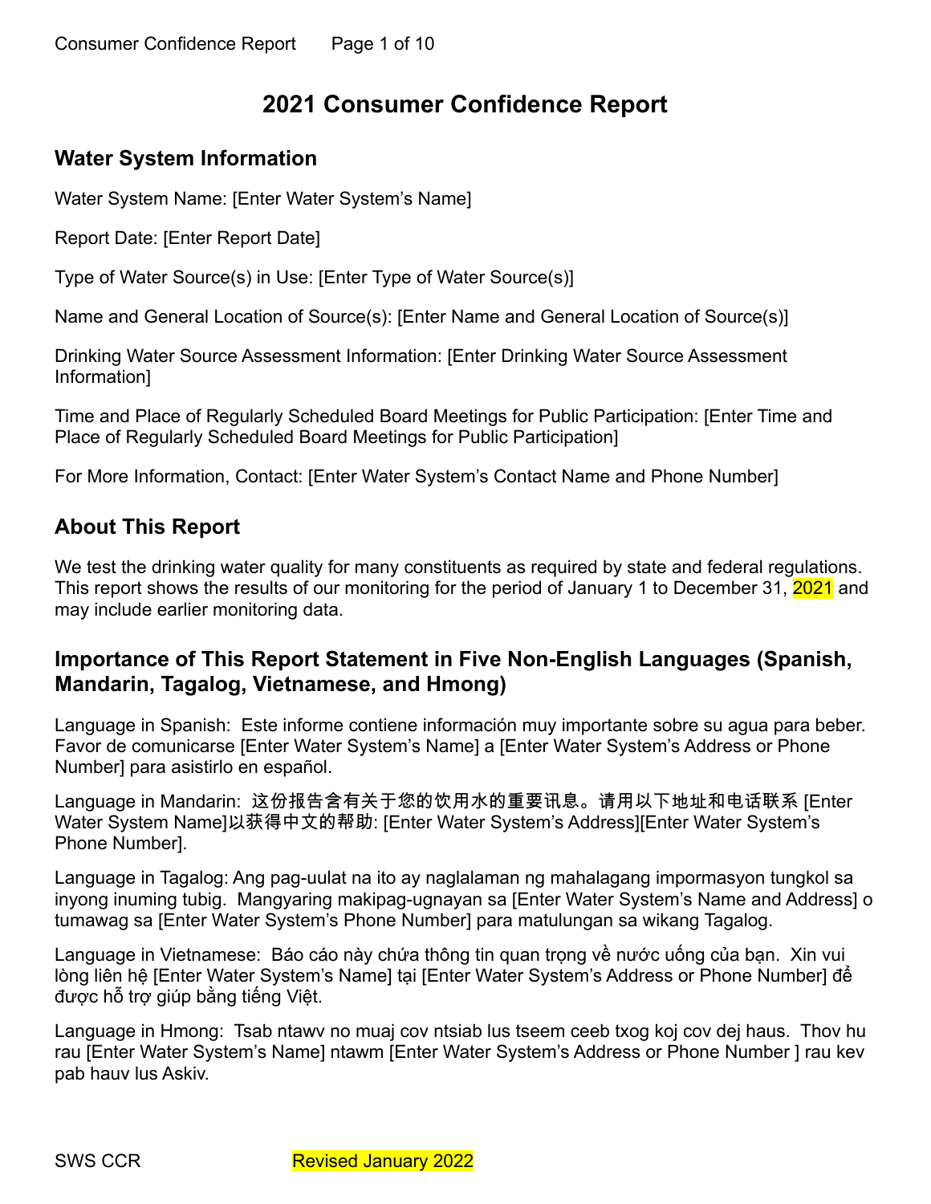# 2021 Consumer Confidence Report

## Water System Information

Water System Name: [Enter Water System's Name]

Report Date: [Enter Report Date]

Type of Water Source(s) in Use: [Enter Type of Water Source(s)]

Name and General Location of Source(s): [Enter Name and General Location of Source(s)]

Drinking Water Source Assessment Information: [Enter Drinking Water Source Assessment Information]

Time and Place of Regularly Scheduled Board Meetings for Public Participation: [Enter Time and Place of Regularly Scheduled Board Meetings for Public Participation]

For More Information, Contact: [Enter Water System's Contact Name and Phone Number]

## About This Report

We test the drinking water quality for many constituents as required by state and federal regulations. This report shows the results of our monitoring for the period of January 1 to December 31, 2021 and may include earlier monitoring data.

## Importance of This Report Statement in Five Non-English Languages (Spanish, Mandarin, Tagalog, Vietnamese, and Hmong)

Language in Spanish: Este informe contiene información muy importante sobre su agua para beber. Favor de comunicarse [Enter Water System's Name] a [Enter Water System's Address or Phone Number] para asistirlo en español.

Language in Mandarin: 这份报告含有关于您的饮用水的重要讯息。请用以下地址和电话联系 [Enter Water System Name]以获得中文的帮助: [Enter Water System's Address][Enter Water System's Phone Number].

Language in Tagalog: Ang pag-uulat na ito ay naglalaman ng mahalagang impormasyon tungkol sa inyong inuming tubig. Mangyaring makipag-ugnayan sa [Enter Water System's Name and Address] o tumawag sa [Enter Water System's Phone Number] para matulungan sa wikang Tagalog.

Language in Vietnamese: Báo cáo này chứa thông tin quan trọng về nước uống của bạn. Xin vui lòng liên hệ [Enter Water System's Name] tại [Enter Water System's Address or Phone Number] để được hỗ trợ giúp bằng tiếng Việt.

Language in Hmong: Tsab ntawv no muaj cov ntsiab lus tseem ceeb txog koj cov dej haus. Thov hu rau [Enter Water System's Name] ntawm [Enter Water System's Address or Phone Number ] rau kev pab hauv lus Askiv.

SWS CCR Revised January 2022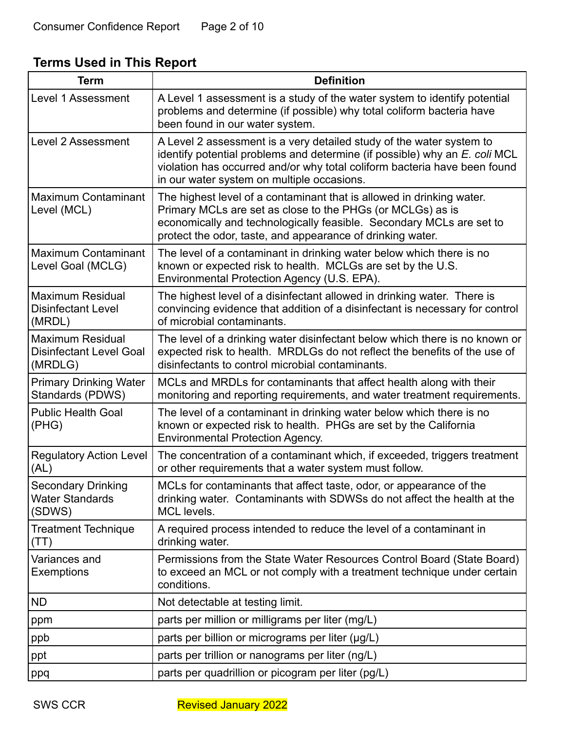## Terms Used in This Report

| Term | Definition |
| --- | --- |
| Level 1 Assessment | A Level 1 assessment is a study of the water system to identify potential problems and determine (if possible) why total coliform bacteria have been found in our water system. |
| Level 2 Assessment | A Level 2 assessment is a very detailed study of the water system to identify potential problems and determine (if possible) why an *E. coli* MCL violation has occurred and/or why total coliform bacteria have been found in our water system on multiple occasions. |
| Maximum Contaminant Level (MCL) | The highest level of a contaminant that is allowed in drinking water. Primary MCLs are set as close to the PHGs (or MCLGs) as is economically and technologically feasible. Secondary MCLs are set to protect the odor, taste, and appearance of drinking water. |
| Maximum Contaminant Level Goal (MCLG) | The level of a contaminant in drinking water below which there is no known or expected risk to health. MCLGs are set by the U.S. Environmental Protection Agency (U.S. EPA). |
| Maximum Residual Disinfectant Level (MRDL) | The highest level of a disinfectant allowed in drinking water. There is convincing evidence that addition of a disinfectant is necessary for control of microbial contaminants. |
| Maximum Residual Disinfectant Level Goal (MRDLG) | The level of a drinking water disinfectant below which there is no known or expected risk to health. MRDLGs do not reflect the benefits of the use of disinfectants to control microbial contaminants. |
| Primary Drinking Water Standards (PDWS) | MCLs and MRDLs for contaminants that affect health along with their monitoring and reporting requirements, and water treatment requirements. |
| Public Health Goal (PHG) | The level of a contaminant in drinking water below which there is no known or expected risk to health. PHGs are set by the California Environmental Protection Agency. |
| Regulatory Action Level (AL) | The concentration of a contaminant which, if exceeded, triggers treatment or other requirements that a water system must follow. |
| Secondary Drinking Water Standards (SDWS) | MCLs for contaminants that affect taste, odor, or appearance of the drinking water. Contaminants with SDWSs do not affect the health at the MCL levels. |
| Treatment Technique (TT) | A required process intended to reduce the level of a contaminant in drinking water. |
| Variances and Exemptions | Permissions from the State Water Resources Control Board (State Board) to exceed an MCL or not comply with a treatment technique under certain conditions. |
| ND | Not detectable at testing limit. |
| ppm | parts per million or milligrams per liter (mg/L) |
| ppb | parts per billion or micrograms per liter (μg/L) |
| ppt | parts per trillion or nanograms per liter (ng/L) |
| ppq | parts per quadrillion or picogram per liter (pg/L) |

SWS CCR Revised January 2022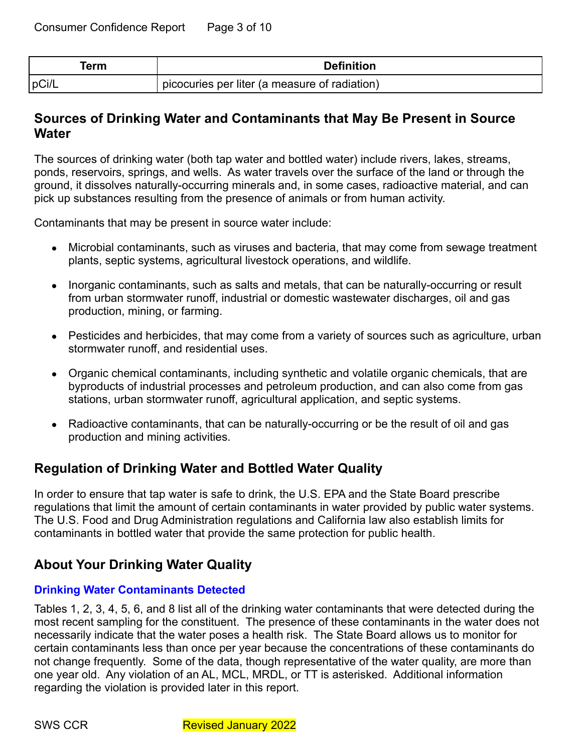| Term | Definition |
|---|---|
| pCi/L | picocuries per liter (a measure of radiation) |

## Sources of Drinking Water and Contaminants that May Be Present in Source Water

The sources of drinking water (both tap water and bottled water) include rivers, lakes, streams, ponds, reservoirs, springs, and wells. As water travels over the surface of the land or through the ground, it dissolves naturally-occurring minerals and, in some cases, radioactive material, and can pick up substances resulting from the presence of animals or from human activity.

Contaminants that may be present in source water include:

- Microbial contaminants, such as viruses and bacteria, that may come from sewage treatment plants, septic systems, agricultural livestock operations, and wildlife.
- Inorganic contaminants, such as salts and metals, that can be naturally-occurring or result from urban stormwater runoff, industrial or domestic wastewater discharges, oil and gas production, mining, or farming.
- Pesticides and herbicides, that may come from a variety of sources such as agriculture, urban stormwater runoff, and residential uses.
- Organic chemical contaminants, including synthetic and volatile organic chemicals, that are byproducts of industrial processes and petroleum production, and can also come from gas stations, urban stormwater runoff, agricultural application, and septic systems.
- Radioactive contaminants, that can be naturally-occurring or be the result of oil and gas production and mining activities.

## Regulation of Drinking Water and Bottled Water Quality

In order to ensure that tap water is safe to drink, the U.S. EPA and the State Board prescribe regulations that limit the amount of certain contaminants in water provided by public water systems. The U.S. Food and Drug Administration regulations and California law also establish limits for contaminants in bottled water that provide the same protection for public health.

## About Your Drinking Water Quality

### Drinking Water Contaminants Detected

Tables 1, 2, 3, 4, 5, 6, and 8 list all of the drinking water contaminants that were detected during the most recent sampling for the constituent. The presence of these contaminants in the water does not necessarily indicate that the water poses a health risk. The State Board allows us to monitor for certain contaminants less than once per year because the concentrations of these contaminants do not change frequently. Some of the data, though representative of the water quality, are more than one year old. Any violation of an AL, MCL, MRDL, or TT is asterisked. Additional information regarding the violation is provided later in this report.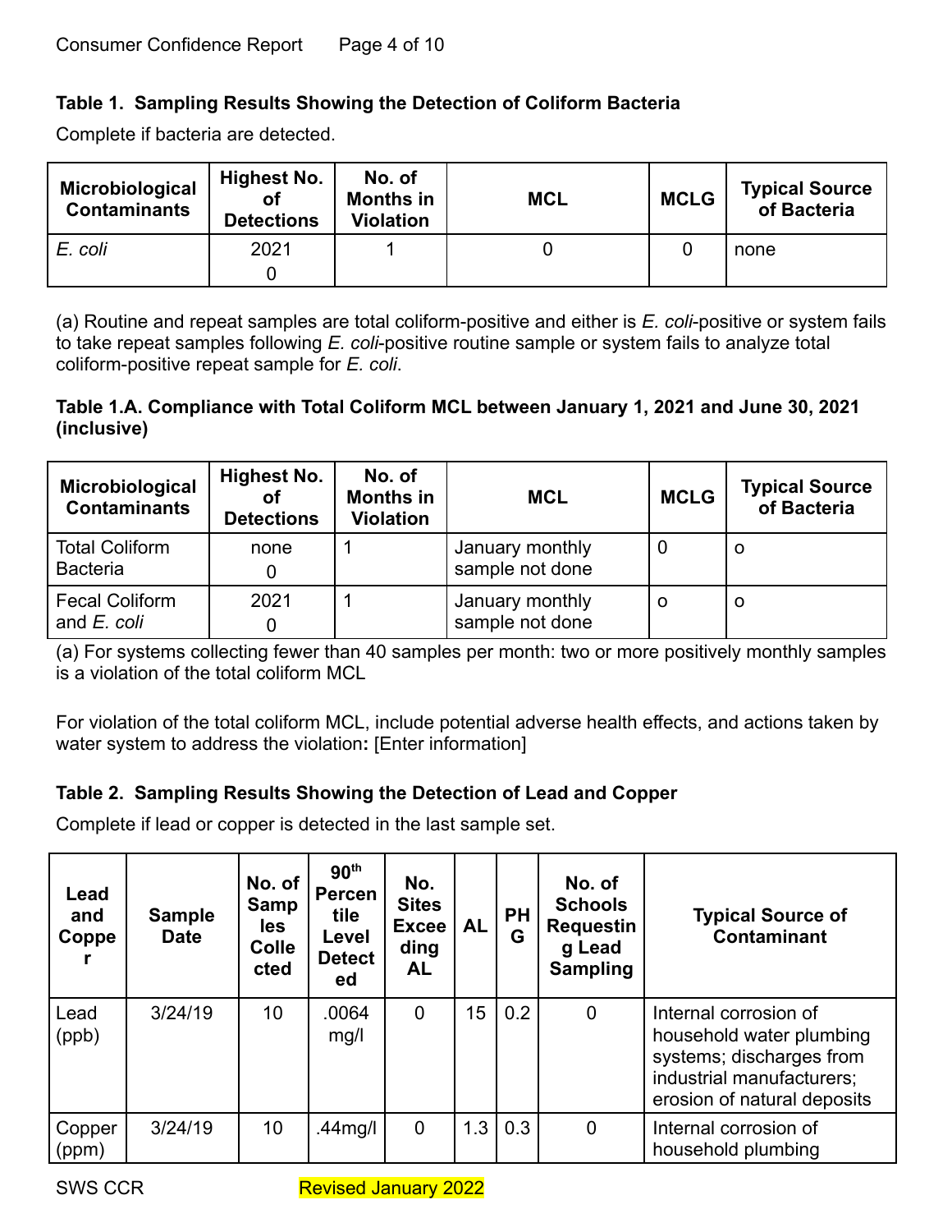### Table 1. Sampling Results Showing the Detection of Coliform Bacteria

Complete if bacteria are detected.

| Microbiological Contaminants | Highest No. of Detections | No. of Months in Violation | MCL | MCLG | Typical Source of Bacteria |
|---|---|---|---|---|---|
| *E. coli* | 2021 0 | 1 | 0 | 0 | none |

(a) Routine and repeat samples are total coliform-positive and either is *E. coli*-positive or system fails to take repeat samples following *E. coli*-positive routine sample or system fails to analyze total coliform-positive repeat sample for *E. coli*.

### Table 1.A. Compliance with Total Coliform MCL between January 1, 2021 and June 30, 2021 (inclusive)

| Microbiological Contaminants | Highest No. of Detections | No. of Months in Violation | MCL | MCLG | Typical Source of Bacteria |
|---|---|---|---|---|---|
| Total Coliform Bacteria | none 0 | 1 | January monthly sample not done | 0 | o |
| Fecal Coliform and *E. coli* | 2021 0 | 1 | January monthly sample not done | o | o |

(a) For systems collecting fewer than 40 samples per month: two or more positively monthly samples is a violation of the total coliform MCL

For violation of the total coliform MCL, include potential adverse health effects, and actions taken by water system to address the violation**:** [Enter information]

### Table 2. Sampling Results Showing the Detection of Lead and Copper

Complete if lead or copper is detected in the last sample set.

| Lead and Copper | Sample Date | No. of Samples Collected | 90th Percentile Level Detected | No. Sites Exceeding AL | AL | PHG | No. of Schools Requesting Lead Sampling | Typical Source of Contaminant |
|---|---|---|---|---|---|---|---|---|
| Lead (ppb) | 3/24/19 | 10 | .0064 mg/l | 0 | 15 | 0.2 | 0 | Internal corrosion of household water plumbing systems; discharges from industrial manufacturers; erosion of natural deposits |
| Copper (ppm) | 3/24/19 | 10 | .44mg/l | 0 | 1.3 | 0.3 | 0 | Internal corrosion of household plumbing |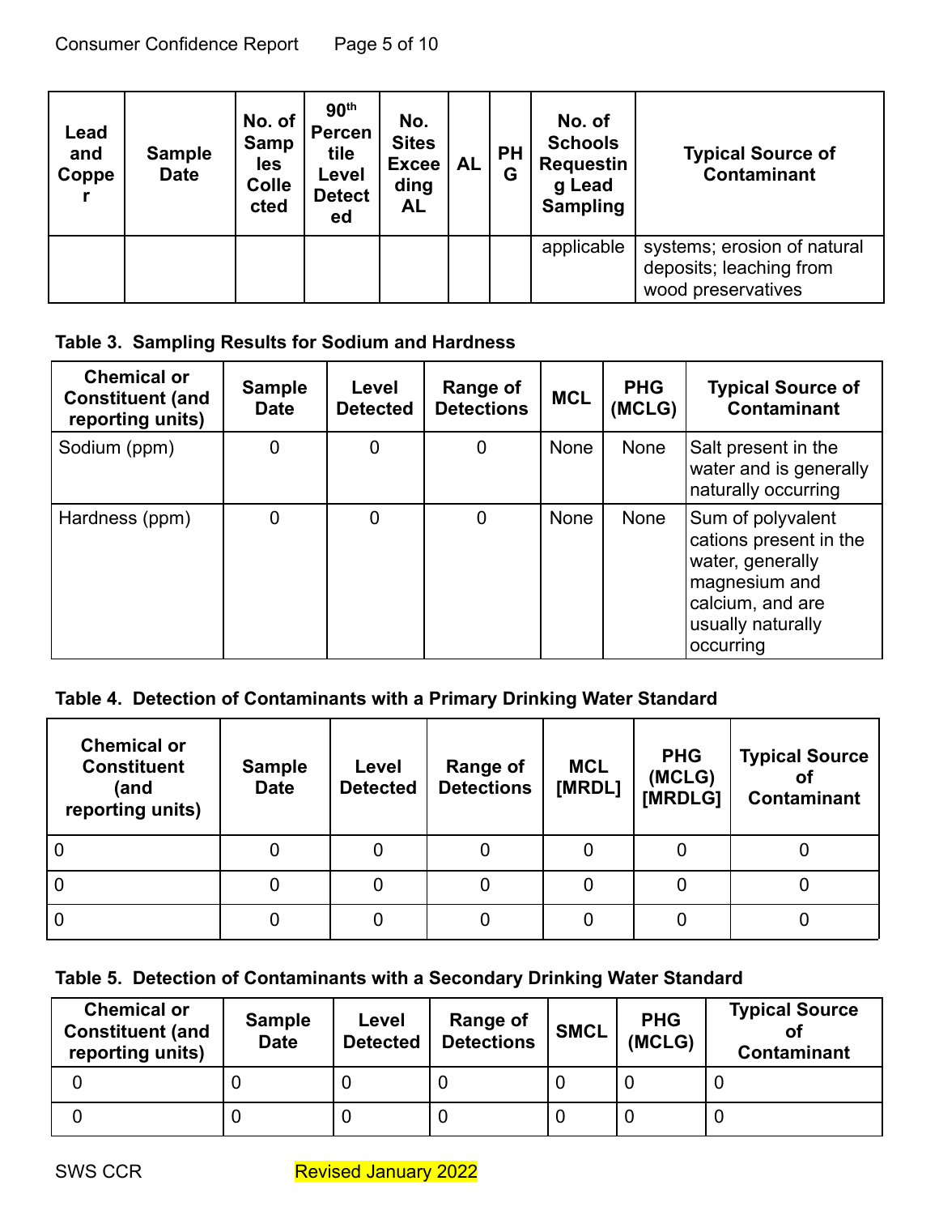| Lead and Copper | Sample Date | No. of Samples Collected | 90th Percentile Level Detected | No. Sites Exceeding AL | AL | PHG | No. of Schools Requesting Lead Sampling | Typical Source of Contaminant |
|---|---|---|---|---|---|---|---|---|
| | | | | | | | applicable | systems; erosion of natural deposits; leaching from wood preservatives |

**Table 3. Sampling Results for Sodium and Hardness**

| Chemical or Constituent (and reporting units) | Sample Date | Level Detected | Range of Detections | MCL | PHG (MCLG) | Typical Source of Contaminant |
|---|---|---|---|---|---|---|
| Sodium (ppm) | 0 | 0 | 0 | None | None | Salt present in the water and is generally naturally occurring |
| Hardness (ppm) | 0 | 0 | 0 | None | None | Sum of polyvalent cations present in the water, generally magnesium and calcium, and are usually naturally occurring |

**Table 4. Detection of Contaminants with a Primary Drinking Water Standard**

| Chemical or Constituent (and reporting units) | Sample Date | Level Detected | Range of Detections | MCL [MRDL] | PHG (MCLG) [MRDLG] | Typical Source of Contaminant |
|---|---|---|---|---|---|---|
| 0 | 0 | 0 | 0 | 0 | 0 | 0 |
| 0 | 0 | 0 | 0 | 0 | 0 | 0 |
| 0 | 0 | 0 | 0 | 0 | 0 | 0 |

**Table 5. Detection of Contaminants with a Secondary Drinking Water Standard**

| Chemical or Constituent (and reporting units) | Sample Date | Level Detected | Range of Detections | SMCL | PHG (MCLG) | Typical Source of Contaminant |
|---|---|---|---|---|---|---|
| 0 | 0 | 0 | 0 | 0 | 0 | 0 |
| 0 | 0 | 0 | 0 | 0 | 0 | 0 |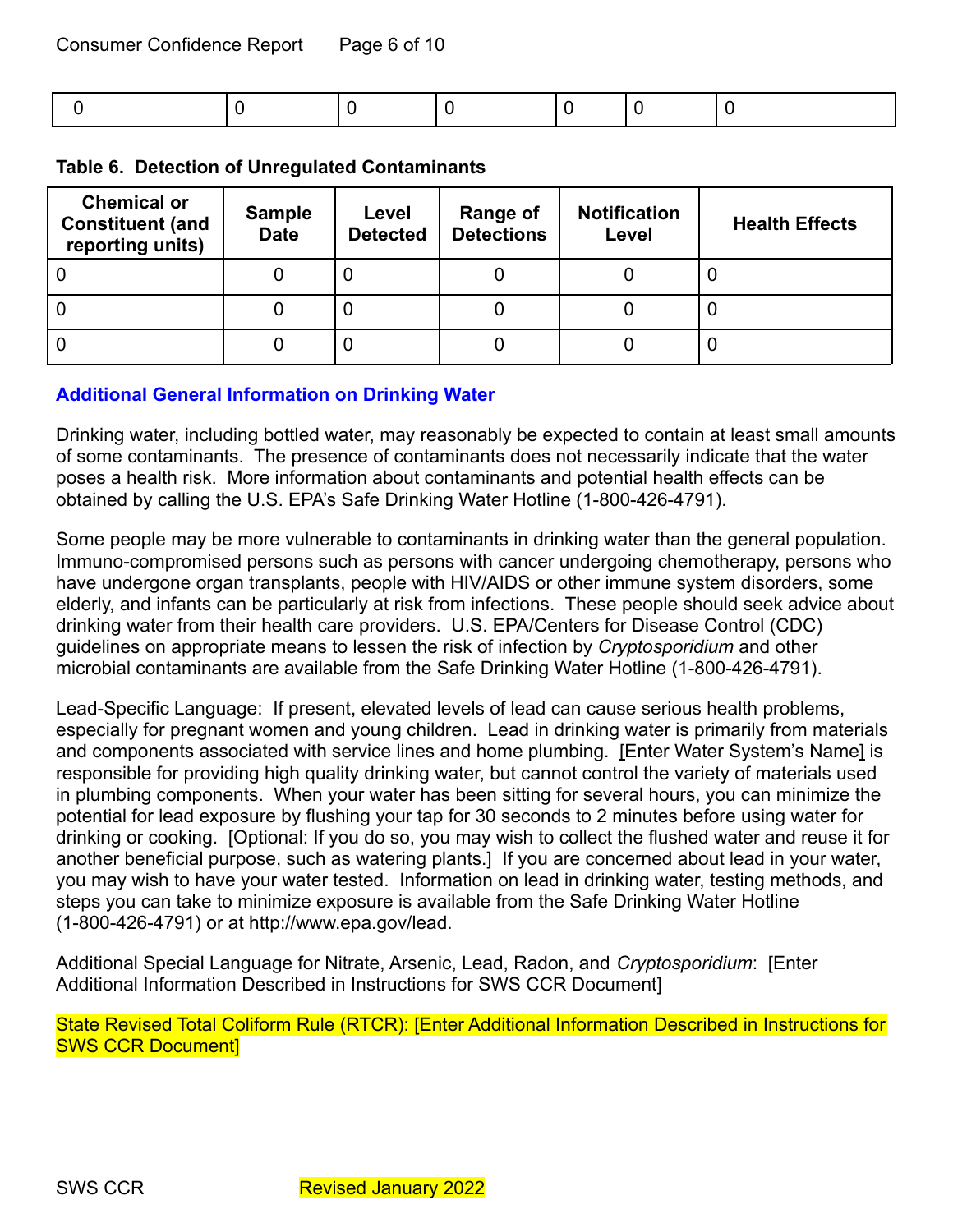| 0 | 0 | 0 | 0 | 0 | 0 | 0 |
|---|---|---|---|---|---|---|

**Table 6. Detection of Unregulated Contaminants**

| Chemical or Constituent (and reporting units) | Sample Date | Level Detected | Range of Detections | Notification Level | Health Effects |
|---|---|---|---|---|---|
| 0 | 0 | 0 | 0 | 0 | 0 |
| 0 | 0 | 0 | 0 | 0 | 0 |
| 0 | 0 | 0 | 0 | 0 | 0 |

## Additional General Information on Drinking Water

Drinking water, including bottled water, may reasonably be expected to contain at least small amounts of some contaminants. The presence of contaminants does not necessarily indicate that the water poses a health risk. More information about contaminants and potential health effects can be obtained by calling the U.S. EPA's Safe Drinking Water Hotline (1-800-426-4791).

Some people may be more vulnerable to contaminants in drinking water than the general population. Immuno-compromised persons such as persons with cancer undergoing chemotherapy, persons who have undergone organ transplants, people with HIV/AIDS or other immune system disorders, some elderly, and infants can be particularly at risk from infections. These people should seek advice about drinking water from their health care providers. U.S. EPA/Centers for Disease Control (CDC) guidelines on appropriate means to lessen the risk of infection by *Cryptosporidium* and other microbial contaminants are available from the Safe Drinking Water Hotline (1-800-426-4791).

Lead-Specific Language: If present, elevated levels of lead can cause serious health problems, especially for pregnant women and young children. Lead in drinking water is primarily from materials and components associated with service lines and home plumbing. [Enter Water System's Name] is responsible for providing high quality drinking water, but cannot control the variety of materials used in plumbing components. When your water has been sitting for several hours, you can minimize the potential for lead exposure by flushing your tap for 30 seconds to 2 minutes before using water for drinking or cooking. [Optional: If you do so, you may wish to collect the flushed water and reuse it for another beneficial purpose, such as watering plants.] If you are concerned about lead in your water, you may wish to have your water tested. Information on lead in drinking water, testing methods, and steps you can take to minimize exposure is available from the Safe Drinking Water Hotline (1-800-426-4791) or at http://www.epa.gov/lead.

Additional Special Language for Nitrate, Arsenic, Lead, Radon, and *Cryptosporidium*: [Enter Additional Information Described in Instructions for SWS CCR Document]

State Revised Total Coliform Rule (RTCR): [Enter Additional Information Described in Instructions for SWS CCR Document]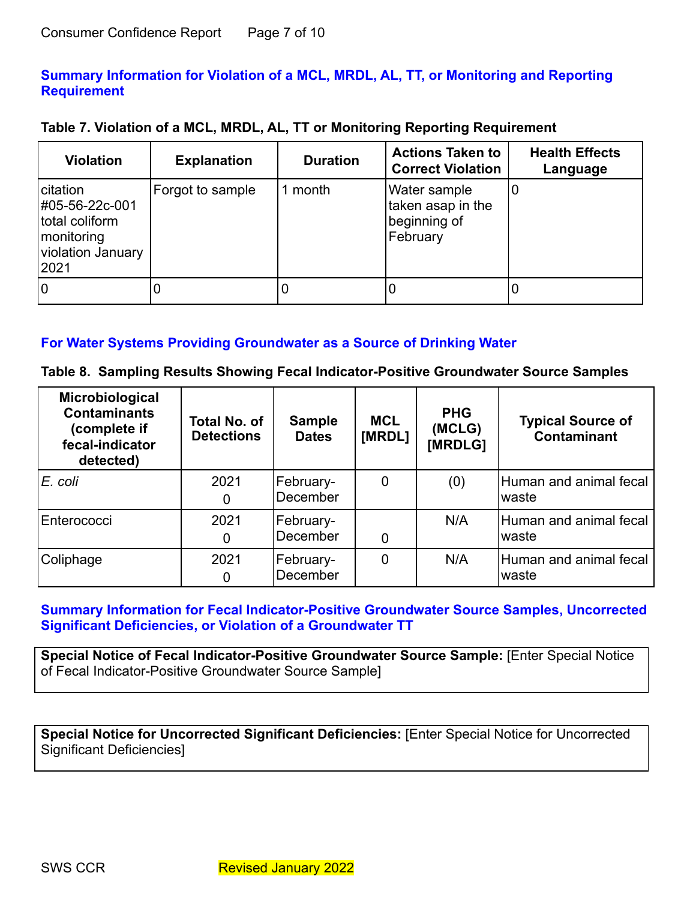## Summary Information for Violation of a MCL, MRDL, AL, TT, or Monitoring and Reporting Requirement

**Table 7. Violation of a MCL, MRDL, AL, TT or Monitoring Reporting Requirement**

| Violation | Explanation | Duration | Actions Taken to Correct Violation | Health Effects Language |
|---|---|---|---|---|
| citation #05-56-22c-001 total coliform monitoring violation January 2021 | Forgot to sample | 1 month | Water sample taken asap in the beginning of February | 0 |
| 0 | 0 | 0 | 0 | 0 |

## For Water Systems Providing Groundwater as a Source of Drinking Water

**Table 8. Sampling Results Showing Fecal Indicator-Positive Groundwater Source Samples**

| Microbiological Contaminants (complete if fecal-indicator detected) | Total No. of Detections | Sample Dates | MCL [MRDL] | PHG (MCLG) [MRDLG] | Typical Source of Contaminant |
|---|---|---|---|---|---|
| *E. coli* | 2021 0 | February-December | 0 | (0) | Human and animal fecal waste |
| Enterococci | 2021 0 | February-December | 0 | N/A | Human and animal fecal waste |
| Coliphage | 2021 0 | February-December | 0 | N/A | Human and animal fecal waste |

## Summary Information for Fecal Indicator-Positive Groundwater Source Samples, Uncorrected Significant Deficiencies, or Violation of a Groundwater TT

**Special Notice of Fecal Indicator-Positive Groundwater Source Sample:** [Enter Special Notice of Fecal Indicator-Positive Groundwater Source Sample]

**Special Notice for Uncorrected Significant Deficiencies:** [Enter Special Notice for Uncorrected Significant Deficiencies]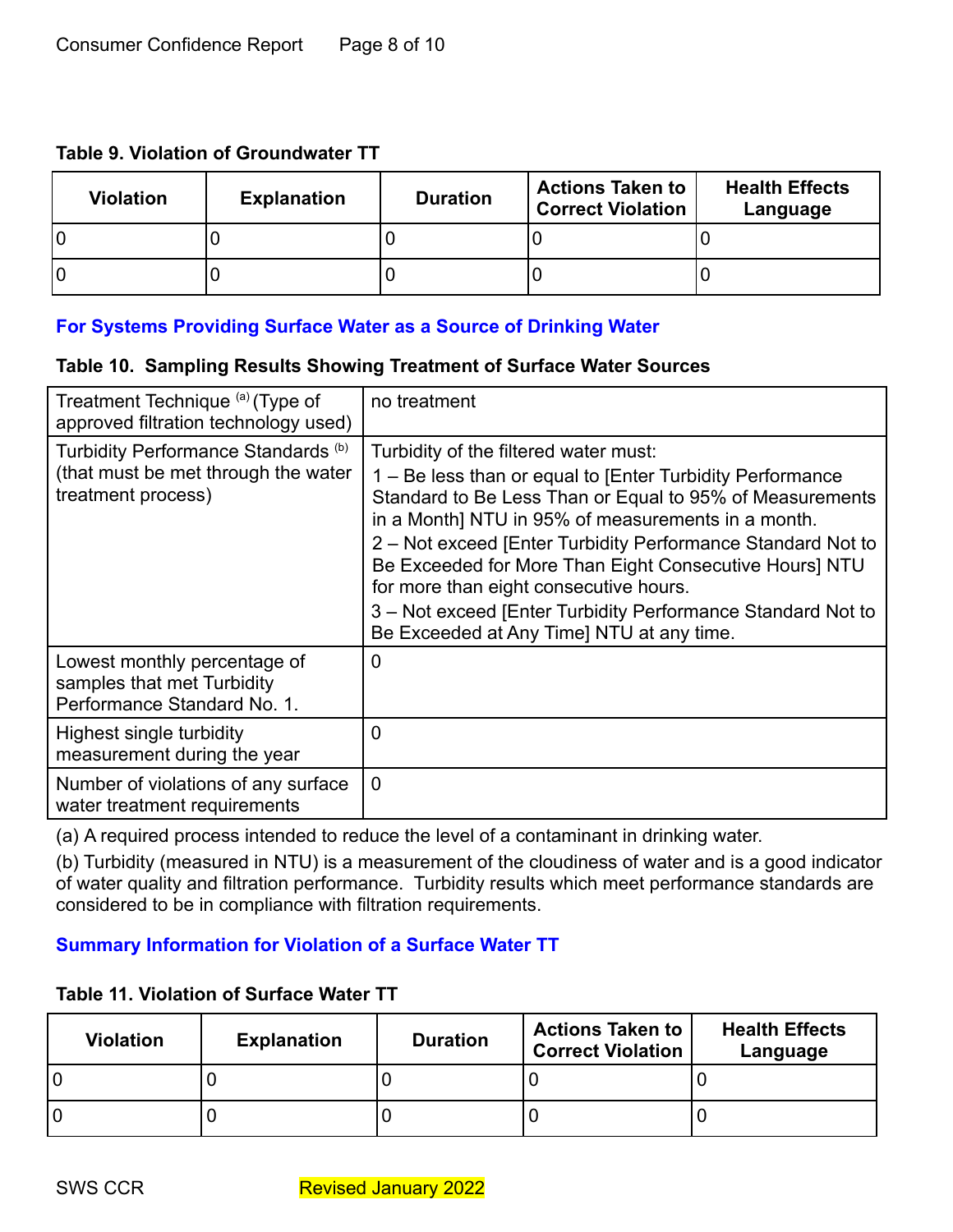**Table 9. Violation of Groundwater TT**

| Violation | Explanation | Duration | Actions Taken to Correct Violation | Health Effects Language |
| --- | --- | --- | --- | --- |
| 0 | 0 | 0 | 0 | 0 |
| 0 | 0 | 0 | 0 | 0 |

## For Systems Providing Surface Water as a Source of Drinking Water

**Table 10. Sampling Results Showing Treatment of Surface Water Sources**

| | |
| --- | --- |
| Treatment Technique [(a)] (Type of approved filtration technology used) | no treatment |
| Turbidity Performance Standards [(b)] (that must be met through the water treatment process) | Turbidity of the filtered water must:<br>1 – Be less than or equal to [Enter Turbidity Performance Standard to Be Less Than or Equal to 95% of Measurements in a Month] NTU in 95% of measurements in a month.<br>2 – Not exceed [Enter Turbidity Performance Standard Not to Be Exceeded for More Than Eight Consecutive Hours] NTU for more than eight consecutive hours.<br>3 – Not exceed [Enter Turbidity Performance Standard Not to Be Exceeded at Any Time] NTU at any time. |
| Lowest monthly percentage of samples that met Turbidity Performance Standard No. 1. | 0 |
| Highest single turbidity measurement during the year | 0 |
| Number of violations of any surface water treatment requirements | 0 |

(a) A required process intended to reduce the level of a contaminant in drinking water.

(b) Turbidity (measured in NTU) is a measurement of the cloudiness of water and is a good indicator of water quality and filtration performance. Turbidity results which meet performance standards are considered to be in compliance with filtration requirements.

## Summary Information for Violation of a Surface Water TT

**Table 11. Violation of Surface Water TT**

| Violation | Explanation | Duration | Actions Taken to Correct Violation | Health Effects Language |
| --- | --- | --- | --- | --- |
| 0 | 0 | 0 | 0 | 0 |
| 0 | 0 | 0 | 0 | 0 |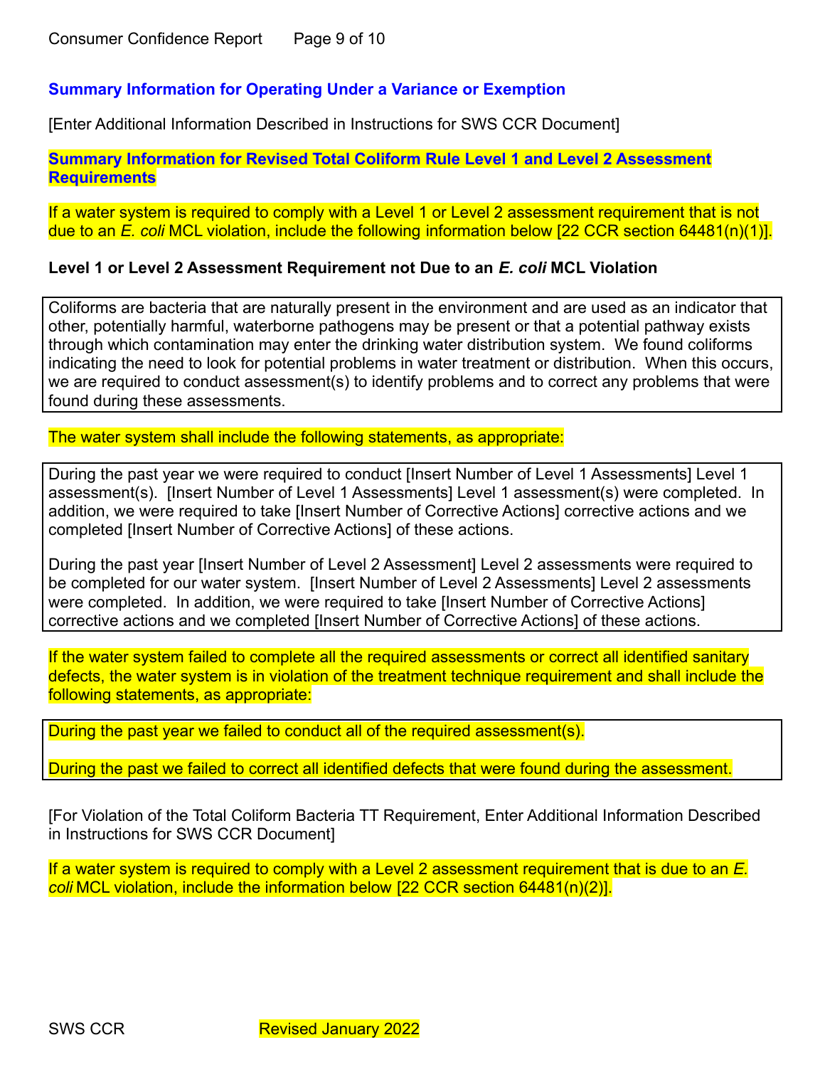### Summary Information for Operating Under a Variance or Exemption

[Enter Additional Information Described in Instructions for SWS CCR Document]

### Summary Information for Revised Total Coliform Rule Level 1 and Level 2 Assessment Requirements

If a water system is required to comply with a Level 1 or Level 2 assessment requirement that is not due to an *E. coli* MCL violation, include the following information below [22 CCR section 64481(n)(1)].

**Level 1 or Level 2 Assessment Requirement not Due to an *E. coli* MCL Violation**

Coliforms are bacteria that are naturally present in the environment and are used as an indicator that other, potentially harmful, waterborne pathogens may be present or that a potential pathway exists through which contamination may enter the drinking water distribution system. We found coliforms indicating the need to look for potential problems in water treatment or distribution. When this occurs, we are required to conduct assessment(s) to identify problems and to correct any problems that were found during these assessments.

The water system shall include the following statements, as appropriate:

During the past year we were required to conduct [Insert Number of Level 1 Assessments] Level 1 assessment(s). [Insert Number of Level 1 Assessments] Level 1 assessment(s) were completed. In addition, we were required to take [Insert Number of Corrective Actions] corrective actions and we completed [Insert Number of Corrective Actions] of these actions.

During the past year [Insert Number of Level 2 Assessment] Level 2 assessments were required to be completed for our water system. [Insert Number of Level 2 Assessments] Level 2 assessments were completed. In addition, we were required to take [Insert Number of Corrective Actions] corrective actions and we completed [Insert Number of Corrective Actions] of these actions.

If the water system failed to complete all the required assessments or correct all identified sanitary defects, the water system is in violation of the treatment technique requirement and shall include the following statements, as appropriate:

During the past year we failed to conduct all of the required assessment(s).

During the past we failed to correct all identified defects that were found during the assessment.

[For Violation of the Total Coliform Bacteria TT Requirement, Enter Additional Information Described in Instructions for SWS CCR Document]

If a water system is required to comply with a Level 2 assessment requirement that is due to an *E. coli* MCL violation, include the information below [22 CCR section 64481(n)(2)].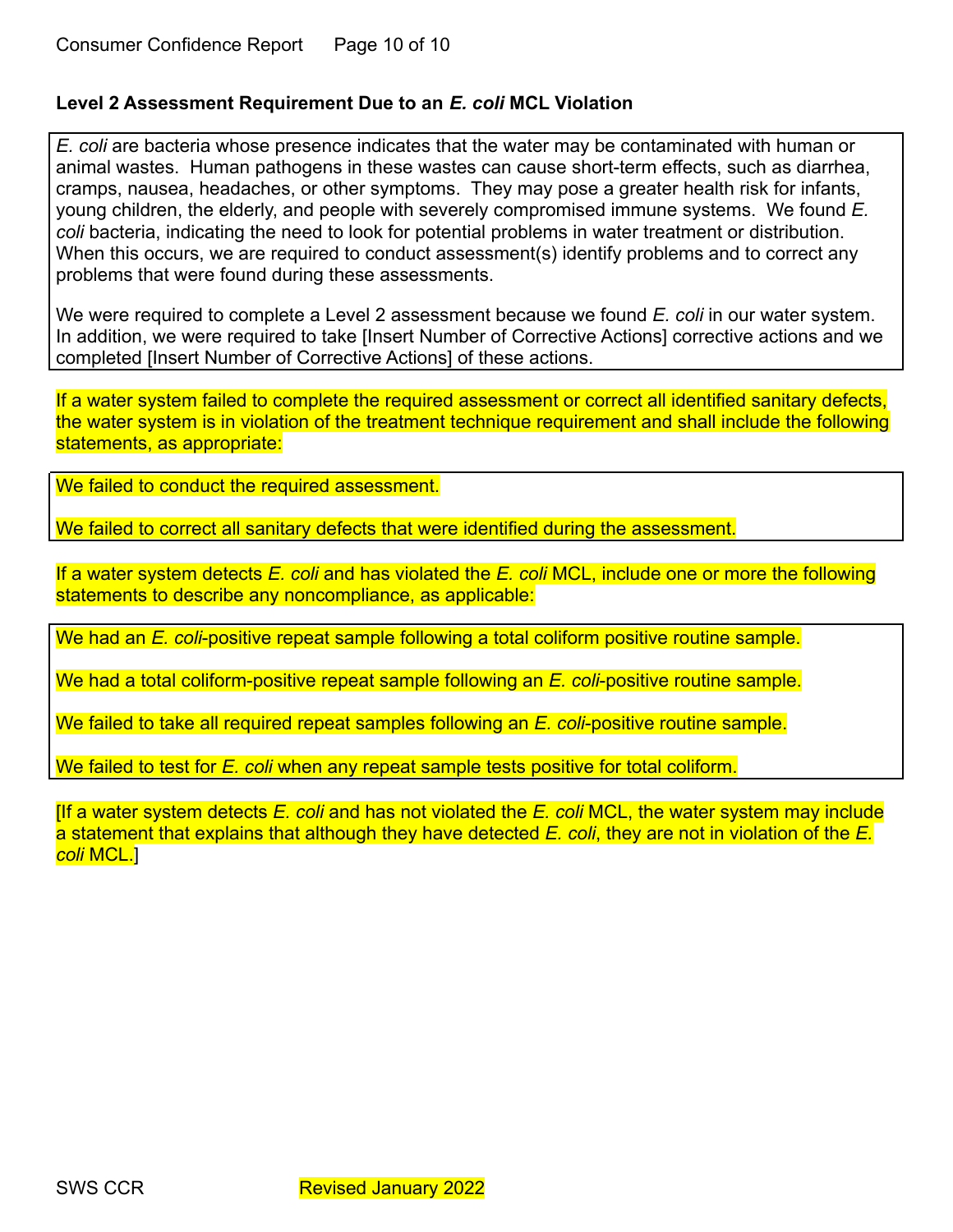### Level 2 Assessment Requirement Due to an *E. coli* MCL Violation

*E. coli* are bacteria whose presence indicates that the water may be contaminated with human or animal wastes. Human pathogens in these wastes can cause short-term effects, such as diarrhea, cramps, nausea, headaches, or other symptoms. They may pose a greater health risk for infants, young children, the elderly, and people with severely compromised immune systems. We found *E. coli* bacteria, indicating the need to look for potential problems in water treatment or distribution. When this occurs, we are required to conduct assessment(s) identify problems and to correct any problems that were found during these assessments.

We were required to complete a Level 2 assessment because we found *E. coli* in our water system. In addition, we were required to take [Insert Number of Corrective Actions] corrective actions and we completed [Insert Number of Corrective Actions] of these actions.

If a water system failed to complete the required assessment or correct all identified sanitary defects, the water system is in violation of the treatment technique requirement and shall include the following statements, as appropriate:

We failed to conduct the required assessment.

We failed to correct all sanitary defects that were identified during the assessment.

If a water system detects *E. coli* and has violated the *E. coli* MCL, include one or more the following statements to describe any noncompliance, as applicable:

We had an *E. coli*-positive repeat sample following a total coliform positive routine sample.

We had a total coliform-positive repeat sample following an *E. coli*-positive routine sample.

We failed to take all required repeat samples following an *E. coli*-positive routine sample.

We failed to test for *E. coli* when any repeat sample tests positive for total coliform.

[If a water system detects *E. coli* and has not violated the *E. coli* MCL, the water system may include a statement that explains that although they have detected *E. coli*, they are not in violation of the *E. coli* MCL.]